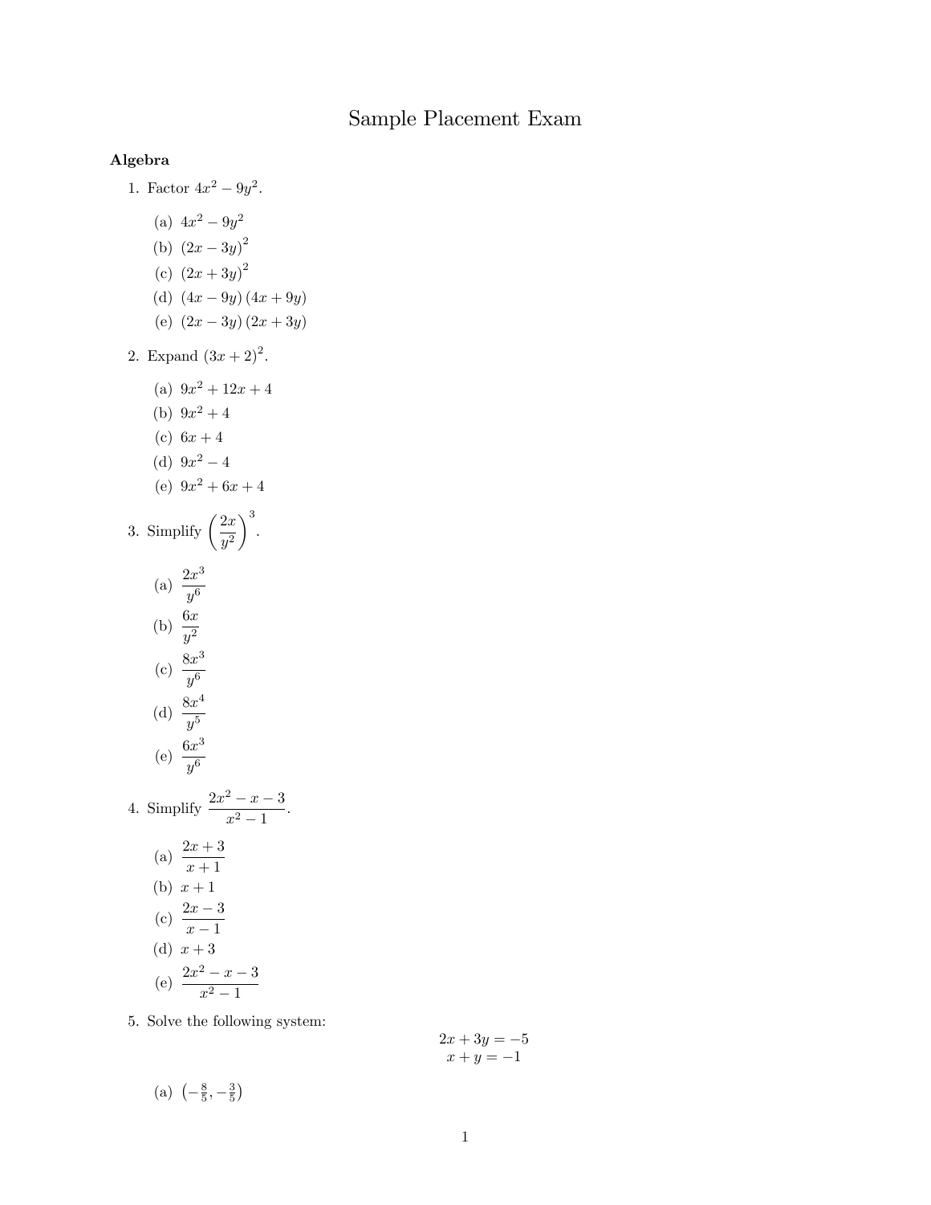# Sample Placement Exam

**Algebra**

1. Factor $4x^2 - 9y^2$.

   (a) $4x^2 - 9y^2$
   (b) $(2x - 3y)^2$
   (c) $(2x + 3y)^2$
   (d) $(4x - 9y)(4x + 9y)$
   (e) $(2x - 3y)(2x + 3y)$

2. Expand $(3x + 2)^2$.

   (a) $9x^2 + 12x + 4$
   (b) $9x^2 + 4$
   (c) $6x + 4$
   (d) $9x^2 - 4$
   (e) $9x^2 + 6x + 4$

3. Simplify $\left(\dfrac{2x}{y^2}\right)^3$.

   (a) $\dfrac{2x^3}{y^6}$
   (b) $\dfrac{6x}{y^2}$
   (c) $\dfrac{8x^3}{y^6}$
   (d) $\dfrac{8x^4}{y^5}$
   (e) $\dfrac{6x^3}{y^6}$

4. Simplify $\dfrac{2x^2 - x - 3}{x^2 - 1}$.

   (a) $\dfrac{2x + 3}{x + 1}$
   (b) $x + 1$
   (c) $\dfrac{2x - 3}{x - 1}$
   (d) $x + 3$
   (e) $\dfrac{2x^2 - x - 3}{x^2 - 1}$

5. Solve the following system:

$$\begin{aligned} 2x + 3y &= -5 \\ x + y &= -1 \end{aligned}$$

   (a) $\left(-\frac{8}{5}, -\frac{3}{5}\right)$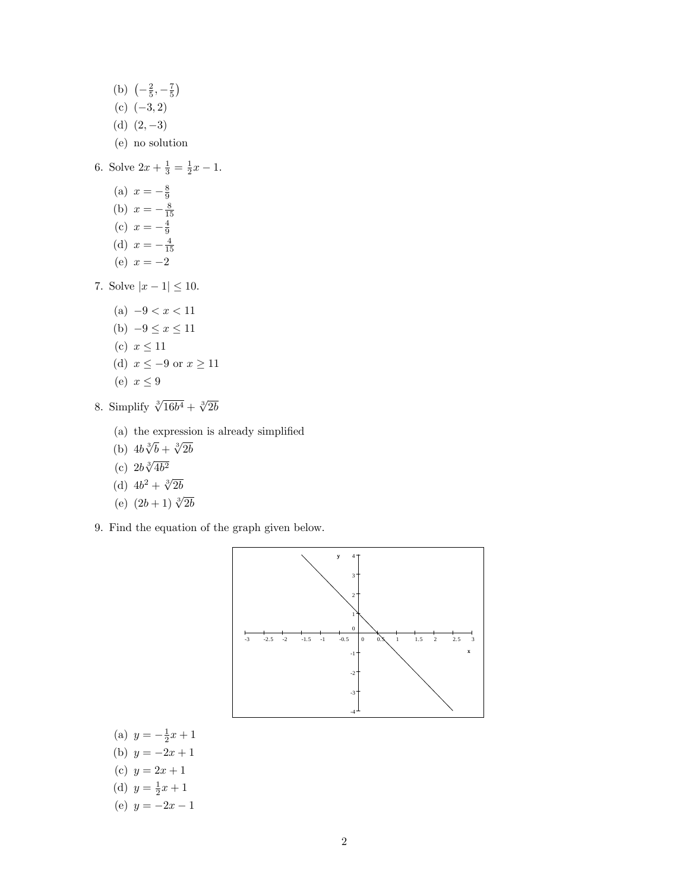(b) $\left(-\frac{2}{5}, -\frac{7}{5}\right)$
(c) $(-3, 2)$
(d) $(2, -3)$
(e) no solution

6. Solve $2x + \frac{1}{3} = \frac{1}{2}x - 1$.

   (a) $x = -\frac{8}{9}$
   (b) $x = -\frac{8}{15}$
   (c) $x = -\frac{4}{9}$
   (d) $x = -\frac{4}{15}$
   (e) $x = -2$

7. Solve $|x - 1| \leq 10$.

   (a) $-9 < x < 11$
   (b) $-9 \leq x \leq 11$
   (c) $x \leq 11$
   (d) $x \leq -9$ or $x \geq 11$
   (e) $x \leq 9$

8. Simplify $\sqrt[3]{16b^4} + \sqrt[3]{2b}$

   (a) the expression is already simplified
   (b) $4b\sqrt[3]{b} + \sqrt[3]{2b}$
   (c) $2b\sqrt[3]{4b^2}$
   (d) $4b^2 + \sqrt[3]{2b}$
   (e) $(2b + 1)\sqrt[3]{2b}$

9. Find the equation of the graph given below.

   (a) $y = -\frac{1}{2}x + 1$
   (b) $y = -2x + 1$
   (c) $y = 2x + 1$
   (d) $y = \frac{1}{2}x + 1$
   (e) $y = -2x - 1$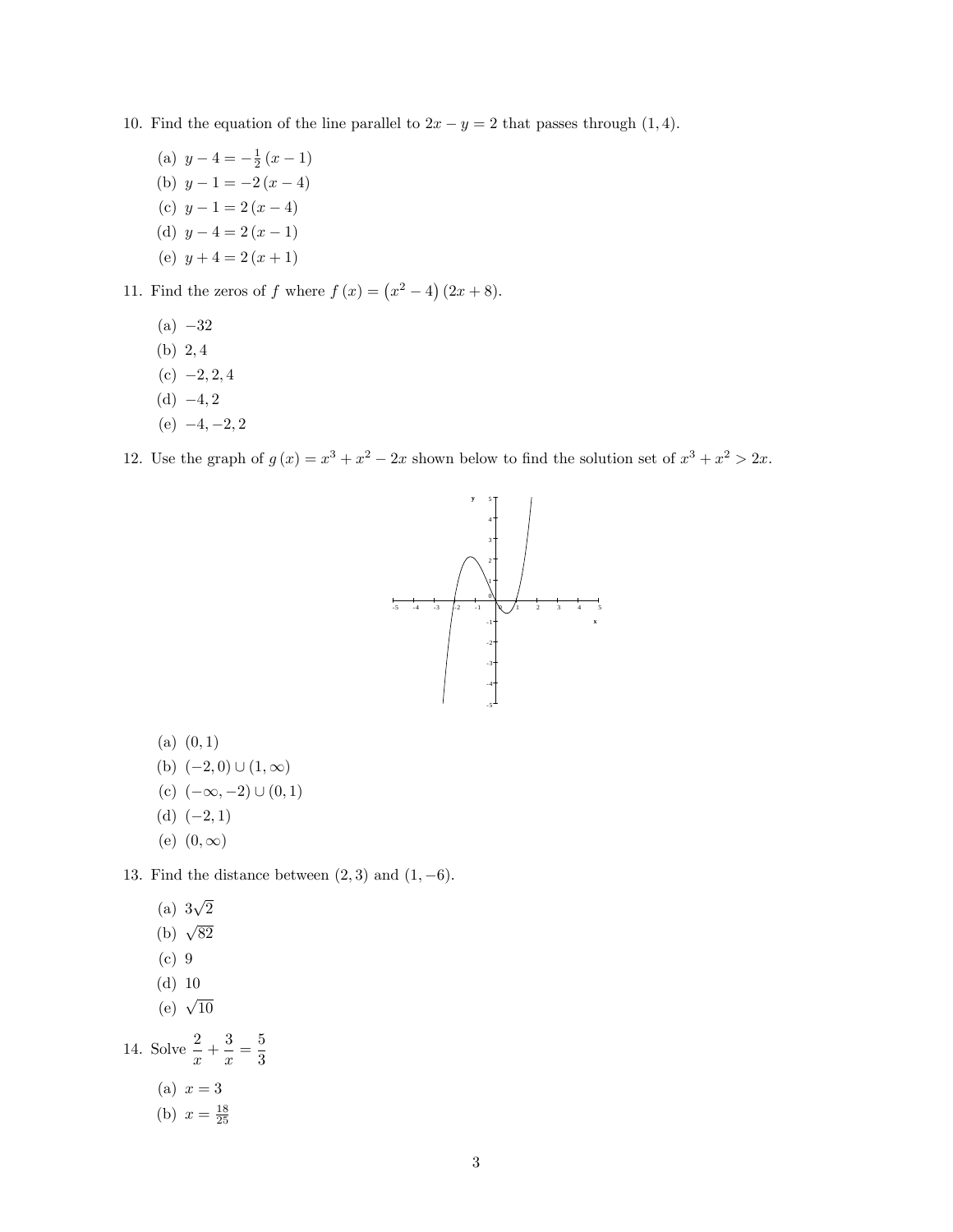10. Find the equation of the line parallel to $2x - y = 2$ that passes through $(1, 4)$.

    (a) $y - 4 = -\frac{1}{2}(x - 1)$
    (b) $y - 1 = -2(x - 4)$
    (c) $y - 1 = 2(x - 4)$
    (d) $y - 4 = 2(x - 1)$
    (e) $y + 4 = 2(x + 1)$

11. Find the zeros of $f$ where $f(x) = (x^2 - 4)(2x + 8)$.

    (a) $-32$
    (b) $2, 4$
    (c) $-2, 2, 4$
    (d) $-4, 2$
    (e) $-4, -2, 2$

12. Use the graph of $g(x) = x^3 + x^2 - 2x$ shown below to find the solution set of $x^3 + x^2 > 2x$.

    (a) $(0, 1)$
    (b) $(-2, 0) \cup (1, \infty)$
    (c) $(-\infty, -2) \cup (0, 1)$
    (d) $(-2, 1)$
    (e) $(0, \infty)$

13. Find the distance between $(2, 3)$ and $(1, -6)$.

    (a) $3\sqrt{2}$
    (b) $\sqrt{82}$
    (c) $9$
    (d) $10$
    (e) $\sqrt{10}$

14. Solve $\dfrac{2}{x} + \dfrac{3}{x} = \dfrac{5}{3}$

    (a) $x = 3$
    (b) $x = \frac{18}{25}$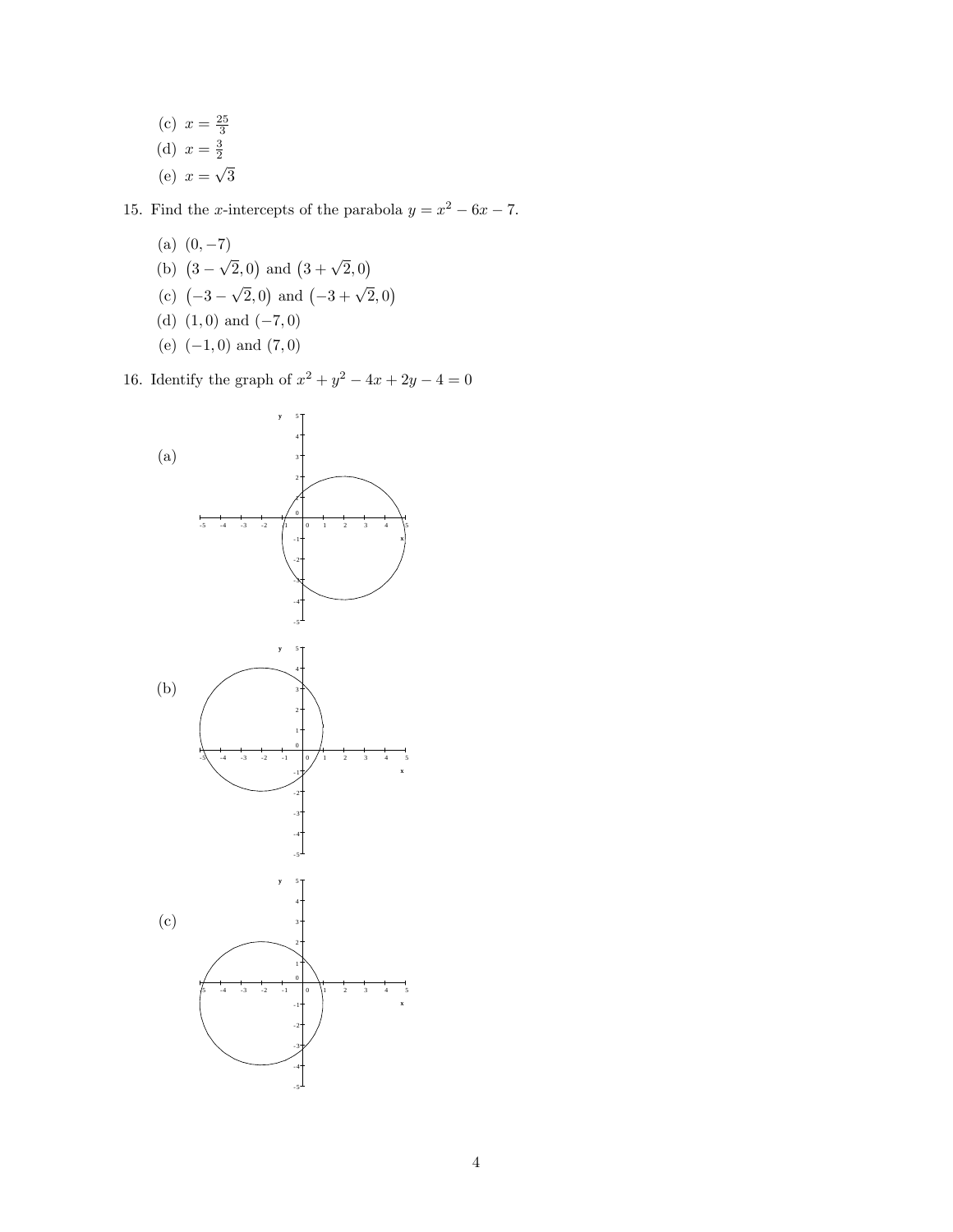(c) $x = \frac{25}{3}$

(d) $x = \frac{3}{2}$

(e) $x = \sqrt{3}$

15. Find the $x$-intercepts of the parabola $y = x^2 - 6x - 7$.

 (a) $(0, -7)$

 (b) $\left(3 - \sqrt{2}, 0\right)$ and $\left(3 + \sqrt{2}, 0\right)$

 (c) $\left(-3 - \sqrt{2}, 0\right)$ and $\left(-3 + \sqrt{2}, 0\right)$

 (d) $(1, 0)$ and $(-7, 0)$

 (e) $(-1, 0)$ and $(7, 0)$

16. Identify the graph of $x^2 + y^2 - 4x + 2y - 4 = 0$

 (a)

 (b)

 (c)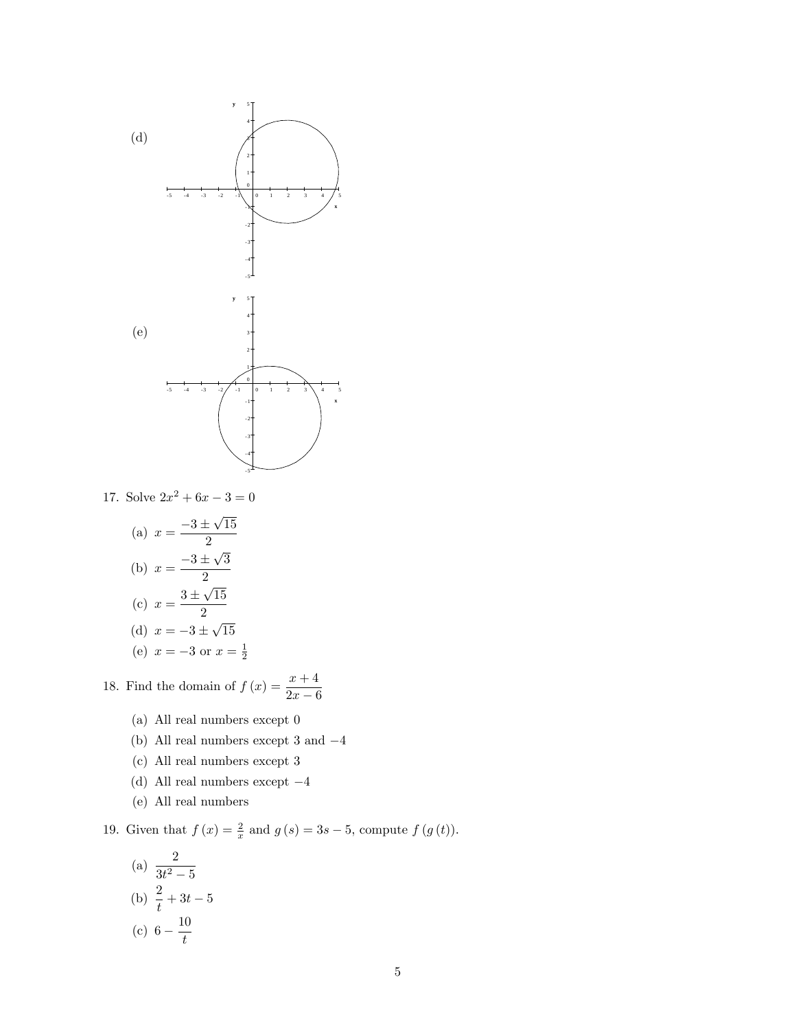(d)

(e)

17. Solve $2x^2 + 6x - 3 = 0$

    (a) $x = \dfrac{-3 \pm \sqrt{15}}{2}$

    (b) $x = \dfrac{-3 \pm \sqrt{3}}{2}$

    (c) $x = \dfrac{3 \pm \sqrt{15}}{2}$

    (d) $x = -3 \pm \sqrt{15}$

    (e) $x = -3$ or $x = \frac{1}{2}$

18. Find the domain of $f(x) = \dfrac{x+4}{2x-6}$

    (a) All real numbers except 0

    (b) All real numbers except 3 and $-4$

    (c) All real numbers except 3

    (d) All real numbers except $-4$

    (e) All real numbers

19. Given that $f(x) = \frac{2}{x}$ and $g(s) = 3s - 5$, compute $f(g(t))$.

    (a) $\dfrac{2}{3t^2 - 5}$

    (b) $\dfrac{2}{t} + 3t - 5$

    (c) $6 - \dfrac{10}{t}$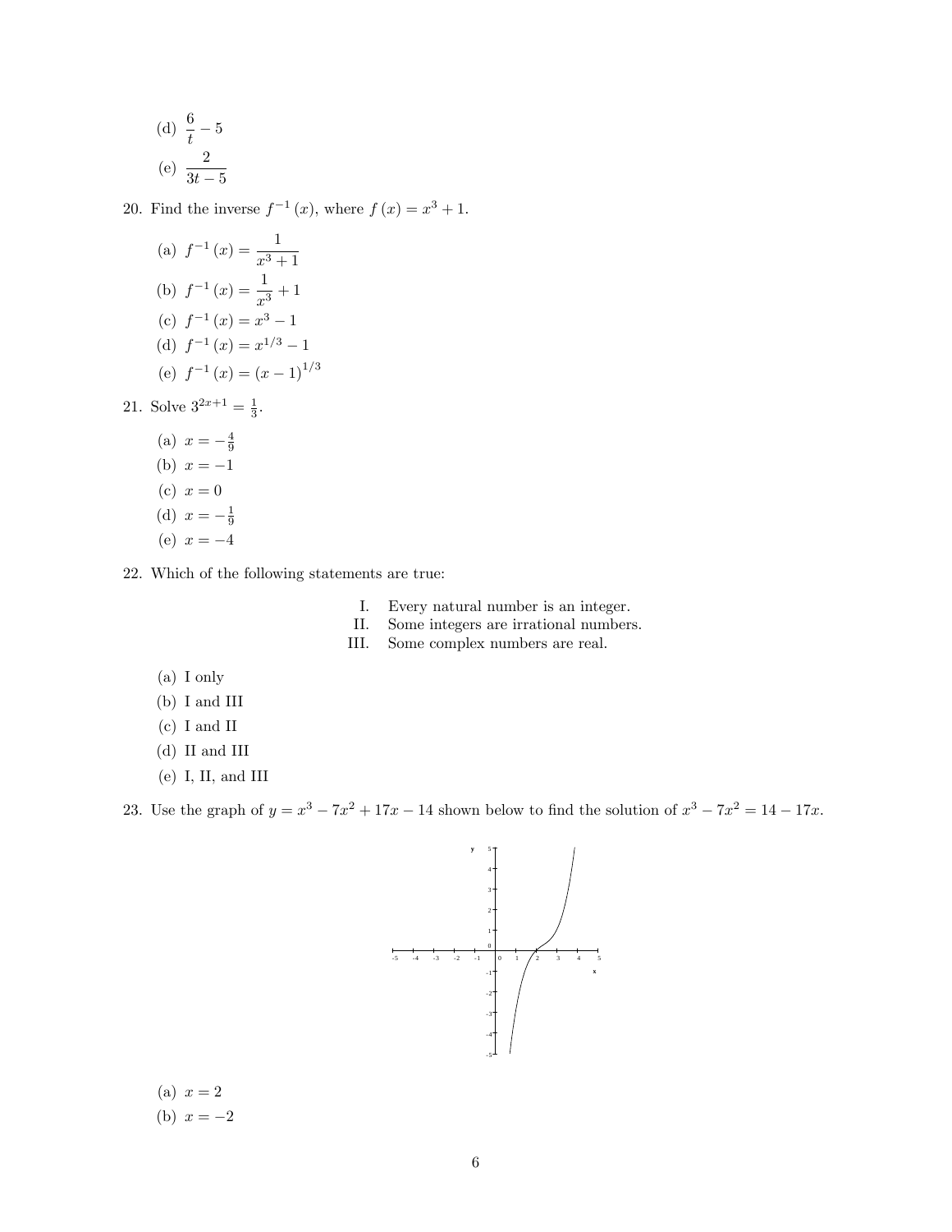(d) $\dfrac{6}{t} - 5$

(e) $\dfrac{2}{3t-5}$

20. Find the inverse $f^{-1}(x)$, where $f(x) = x^3 + 1$.

    (a) $f^{-1}(x) = \dfrac{1}{x^3+1}$

    (b) $f^{-1}(x) = \dfrac{1}{x^3} + 1$

    (c) $f^{-1}(x) = x^3 - 1$

    (d) $f^{-1}(x) = x^{1/3} - 1$

    (e) $f^{-1}(x) = (x-1)^{1/3}$

21. Solve $3^{2x+1} = \frac{1}{3}$.

    (a) $x = -\frac{4}{9}$

    (b) $x = -1$

    (c) $x = 0$

    (d) $x = -\frac{1}{9}$

    (e) $x = -4$

22. Which of the following statements are true:

    I. Every natural number is an integer.
    II. Some integers are irrational numbers.
    III. Some complex numbers are real.

    (a) I only

    (b) I and III

    (c) I and II

    (d) II and III

    (e) I, II, and III

23. Use the graph of $y = x^3 - 7x^2 + 17x - 14$ shown below to find the solution of $x^3 - 7x^2 = 14 - 17x$.

    (a) $x = 2$

    (b) $x = -2$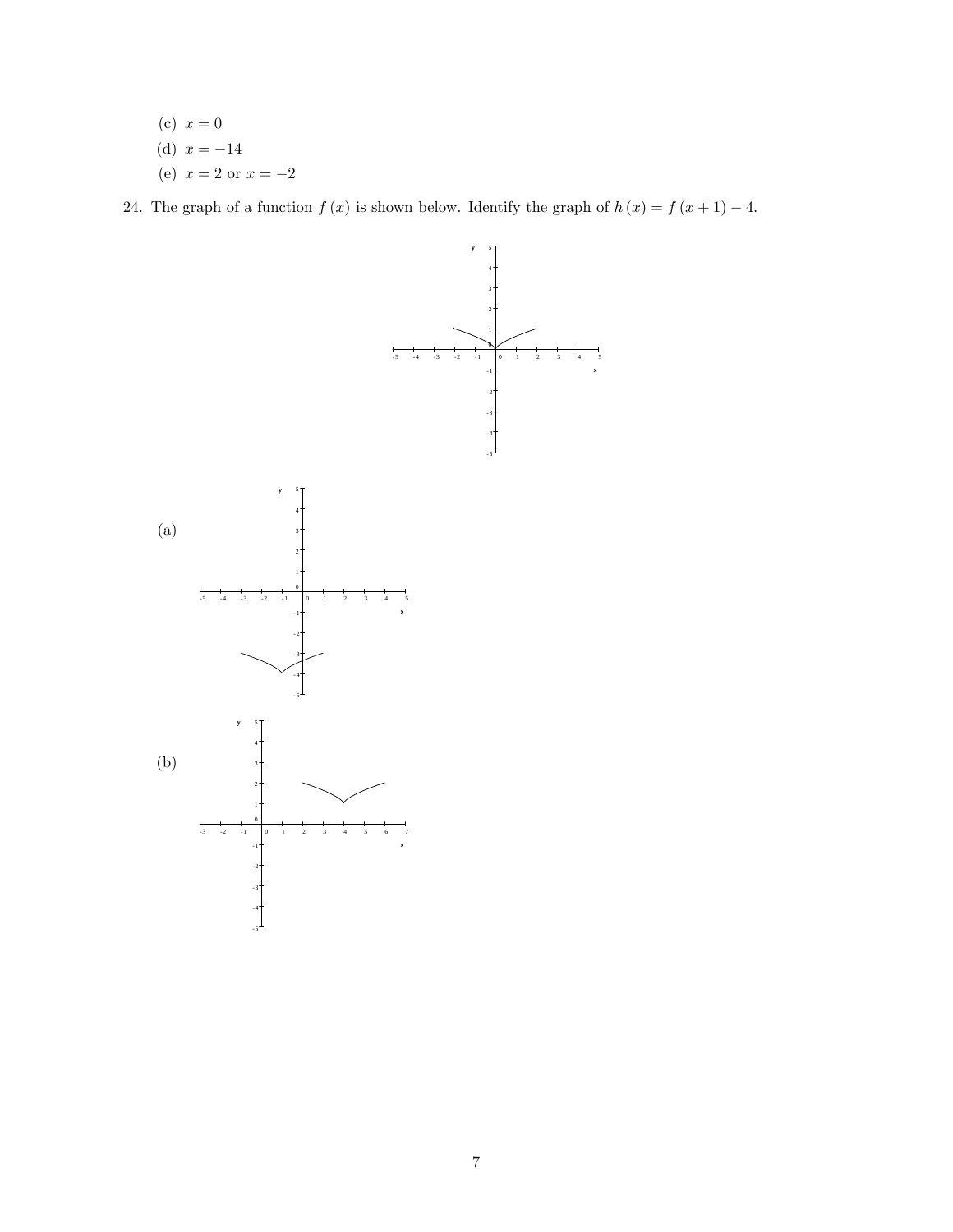(c) $x = 0$

(d) $x = -14$

(e) $x = 2$ or $x = -2$

24. The graph of a function $f(x)$ is shown below. Identify the graph of $h(x) = f(x+1) - 4$.

(a)

(b)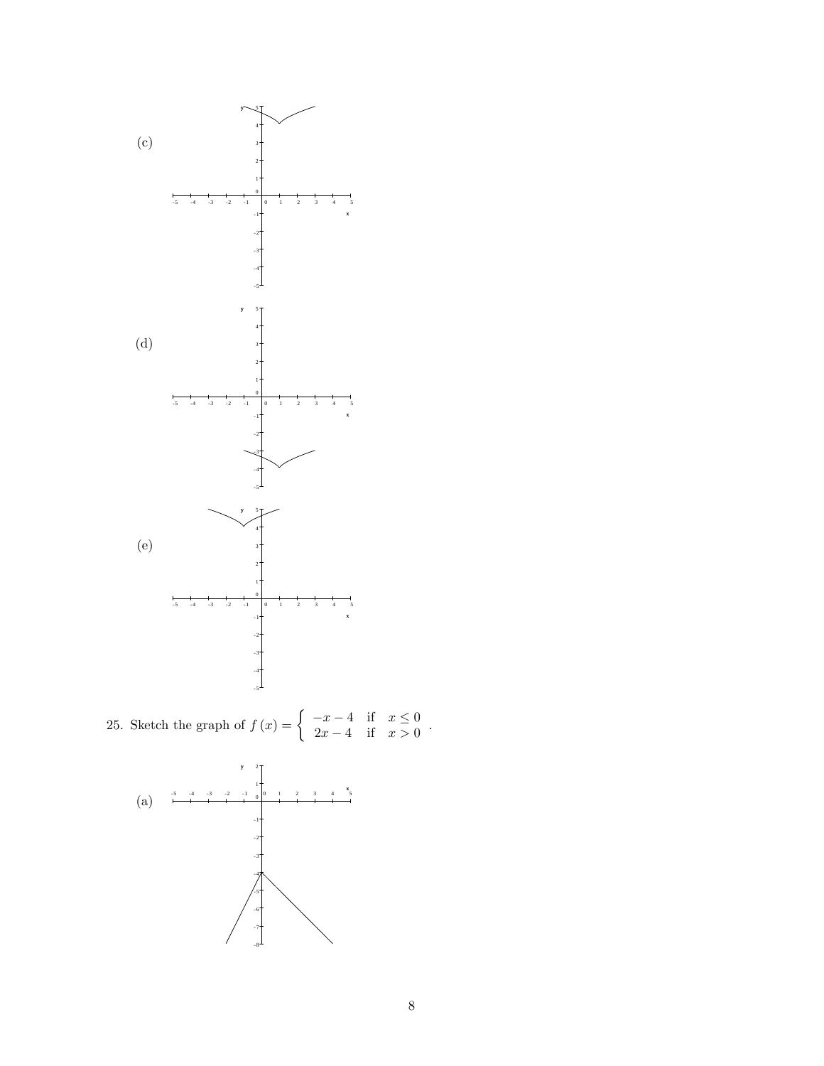(c)

(d)

(e)

25. Sketch the graph of $f(x) = \begin{cases} -x-4 & \text{if} \quad x \leq 0 \\ 2x-4 & \text{if} \quad x > 0 \end{cases}$.

(a)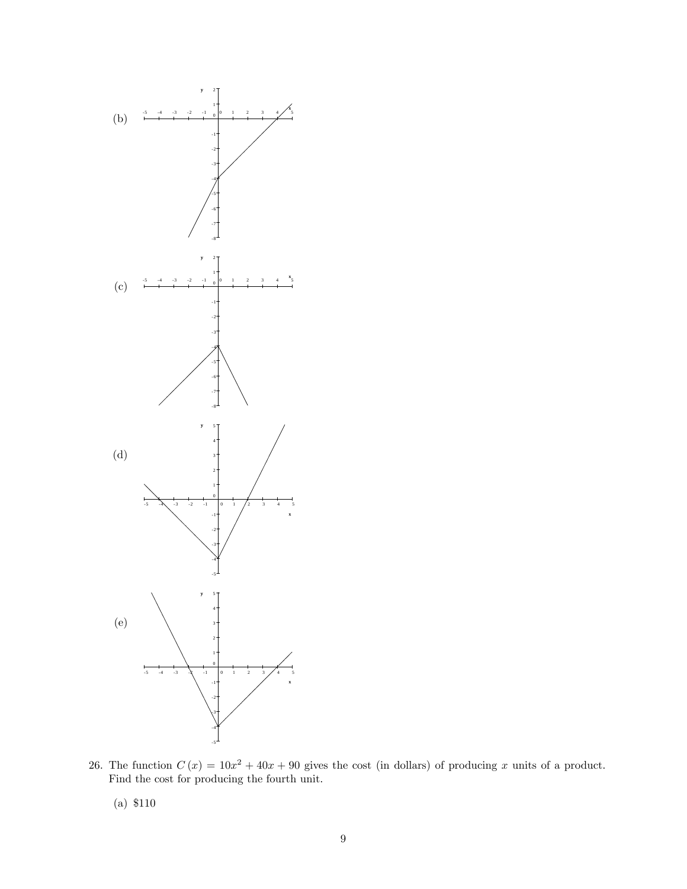(b)

(c)

(d)

(e)

26. The function $C(x) = 10x^2 + 40x + 90$ gives the cost (in dollars) of producing $x$ units of a product. Find the cost for producing the fourth unit.

    (a) \$110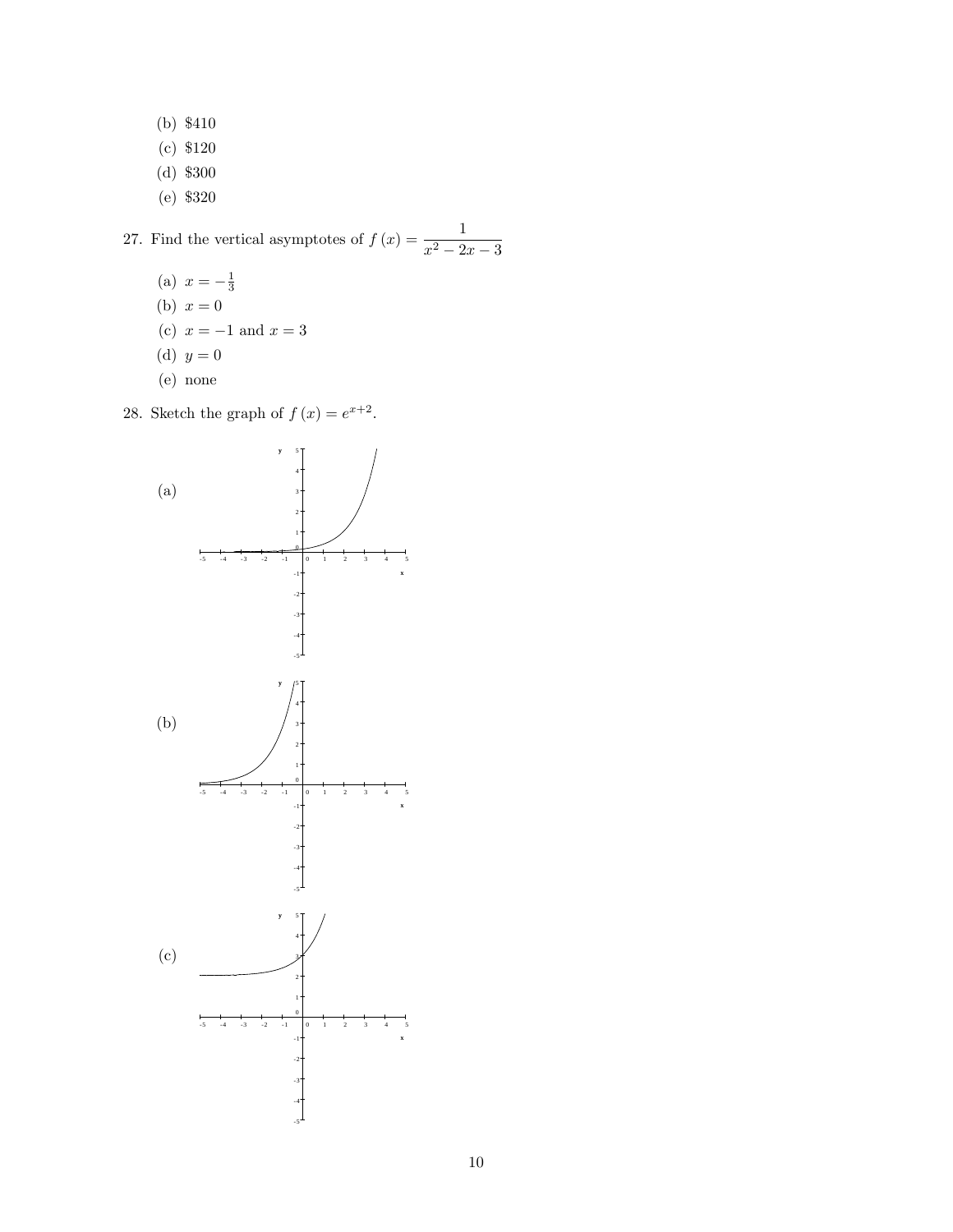(b) \$410

(c) \$120

(d) \$300

(e) \$320

27. Find the vertical asymptotes of $f(x) = \dfrac{1}{x^2 - 2x - 3}$

(a) $x = -\frac{1}{3}$

(b) $x = 0$

(c) $x = -1$ and $x = 3$

(d) $y = 0$

(e) none

28. Sketch the graph of $f(x) = e^{x+2}$.

(a)

(b)

(c)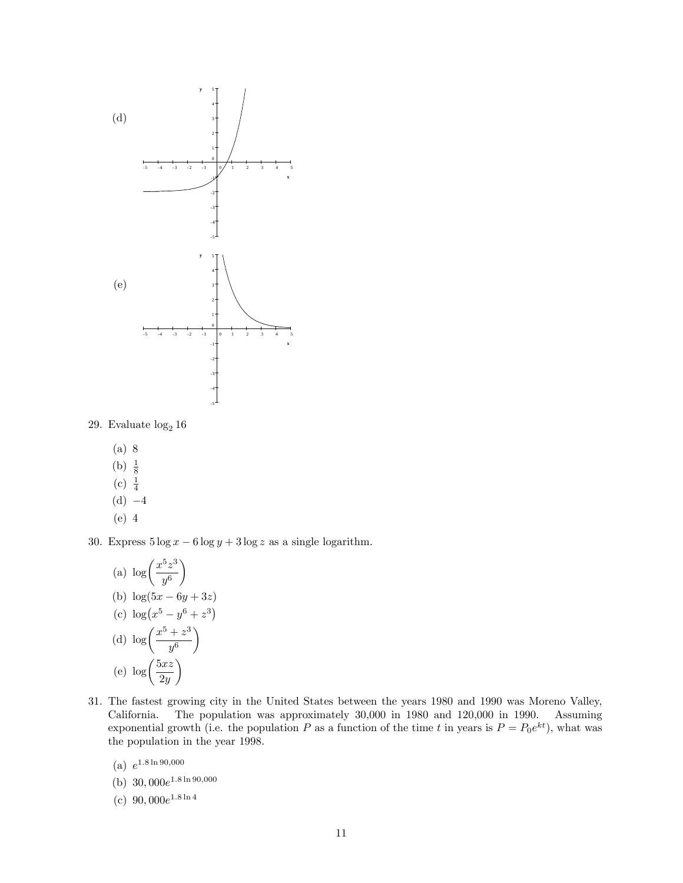(d)

(e)

29. Evaluate $\log_2 16$

    (a) $8$
    (b) $\frac{1}{8}$
    (c) $\frac{1}{4}$
    (d) $-4$
    (e) $4$

30. Express $5\log x - 6\log y + 3\log z$ as a single logarithm.

    (a) $\log\left(\dfrac{x^5 z^3}{y^6}\right)$
    (b) $\log(5x - 6y + 3z)$
    (c) $\log(x^5 - y^6 + z^3)$
    (d) $\log\left(\dfrac{x^5 + z^3}{y^6}\right)$
    (e) $\log\left(\dfrac{5xz}{2y}\right)$

31. The fastest growing city in the United States between the years 1980 and 1990 was Moreno Valley, California. The population was approximately 30,000 in 1980 and 120,000 in 1990. Assuming exponential growth (i.e. the population $P$ as a function of the time $t$ in years is $P = P_0 e^{kt}$), what was the population in the year 1998.

    (a) $e^{1.8 \ln 90{,}000}$
    (b) $30{,}000 e^{1.8 \ln 90{,}000}$
    (c) $90{,}000 e^{1.8 \ln 4}$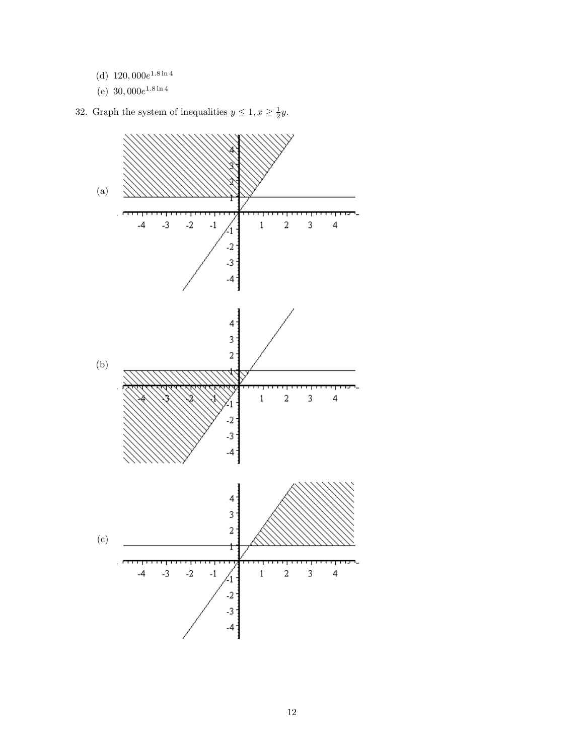(d) $120,000e^{1.8 \ln 4}$

(e) $30,000e^{1.8 \ln 4}$

32. Graph the system of inequalities $y \leq 1, x \geq \frac{1}{2}y$.

(a)

(b)

(c)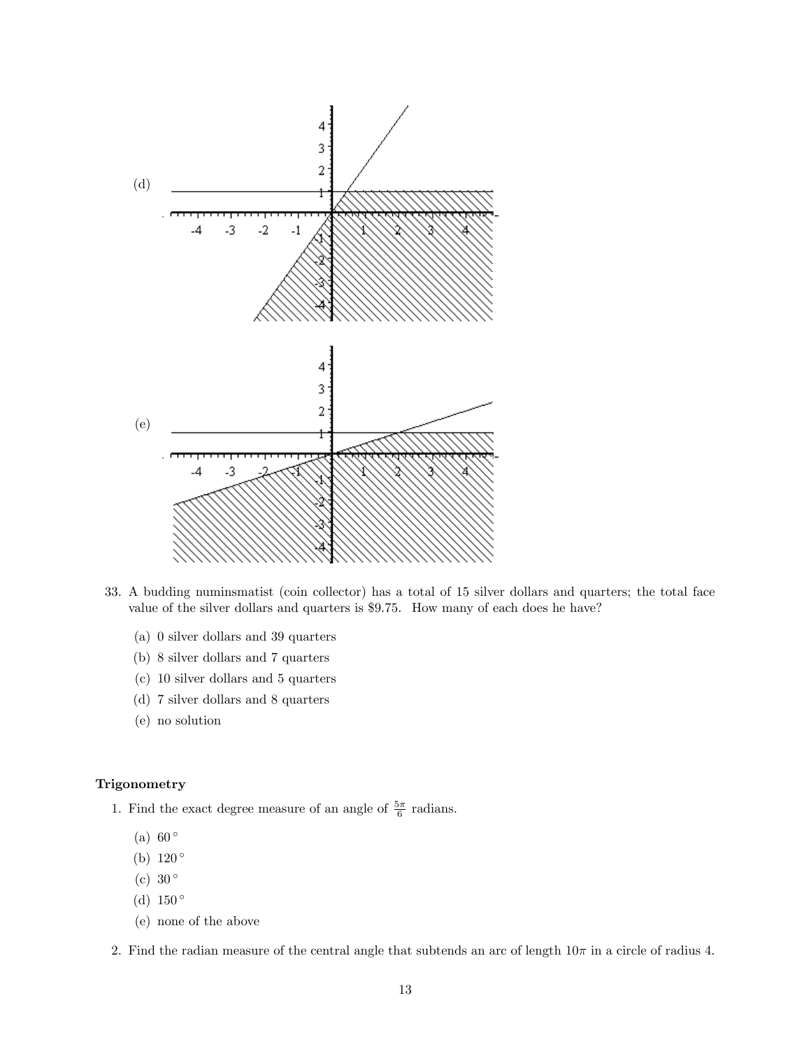(d)

(e)

33. A budding numinsmatist (coin collector) has a total of 15 silver dollars and quarters; the total face value of the silver dollars and quarters is \$9.75. How many of each does he have?

    (a) 0 silver dollars and 39 quarters
    (b) 8 silver dollars and 7 quarters
    (c) 10 silver dollars and 5 quarters
    (d) 7 silver dollars and 8 quarters
    (e) no solution

**Trigonometry**

1. Find the exact degree measure of an angle of $\frac{5\pi}{6}$ radians.

    (a) $60^\circ$
    (b) $120^\circ$
    (c) $30^\circ$
    (d) $150^\circ$
    (e) none of the above

2. Find the radian measure of the central angle that subtends an arc of length $10\pi$ in a circle of radius 4.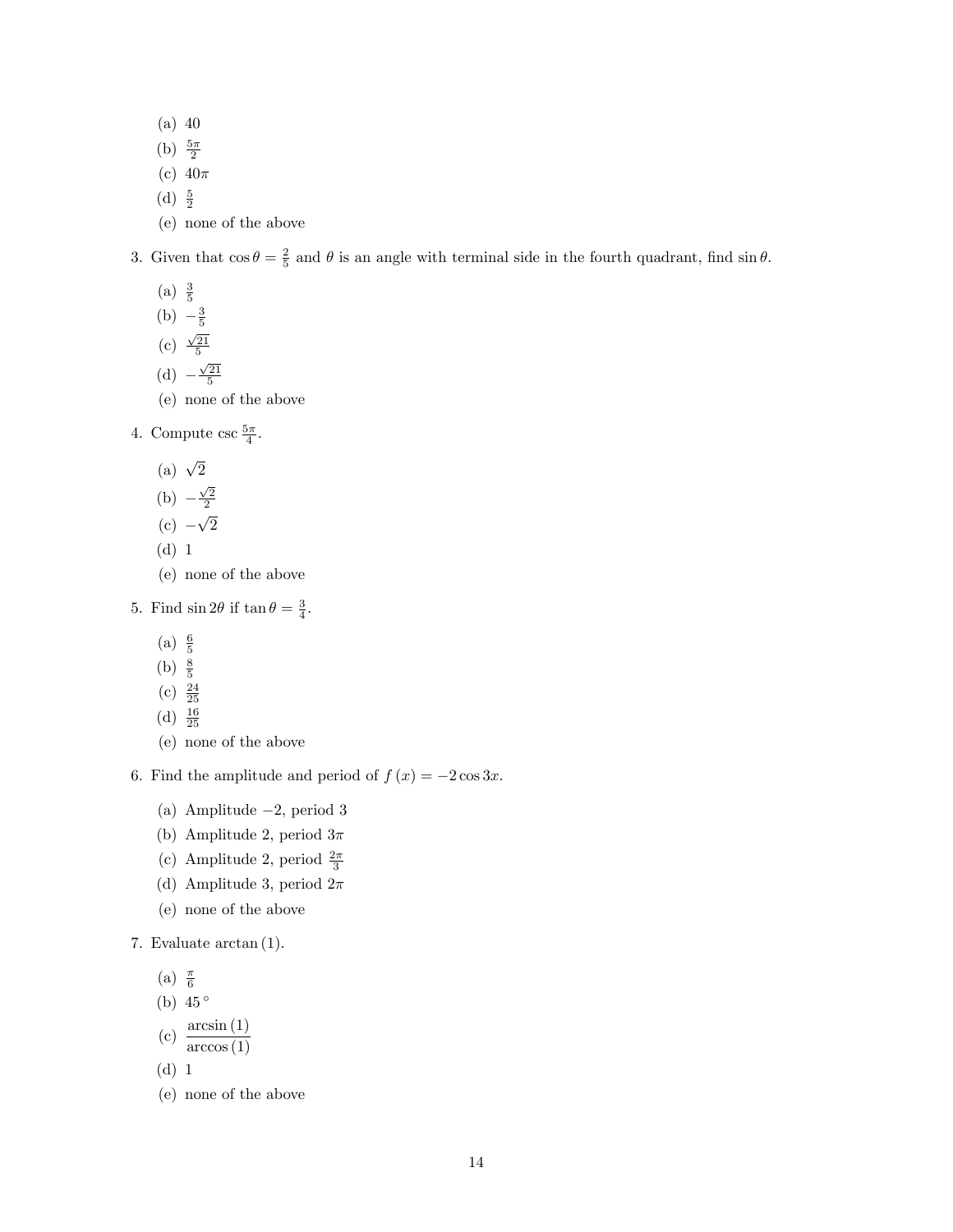(a) 40
(b) $\frac{5\pi}{2}$
(c) $40\pi$
(d) $\frac{5}{2}$
(e) none of the above

3. Given that $\cos\theta = \frac{2}{5}$ and $\theta$ is an angle with terminal side in the fourth quadrant, find $\sin\theta$.

   (a) $\frac{3}{5}$
   (b) $-\frac{3}{5}$
   (c) $\frac{\sqrt{21}}{5}$
   (d) $-\frac{\sqrt{21}}{5}$
   (e) none of the above

4. Compute $\csc\frac{5\pi}{4}$.

   (a) $\sqrt{2}$
   (b) $-\frac{\sqrt{2}}{2}$
   (c) $-\sqrt{2}$
   (d) 1
   (e) none of the above

5. Find $\sin 2\theta$ if $\tan\theta = \frac{3}{4}$.

   (a) $\frac{6}{5}$
   (b) $\frac{8}{5}$
   (c) $\frac{24}{25}$
   (d) $\frac{16}{25}$
   (e) none of the above

6. Find the amplitude and period of $f(x) = -2\cos 3x$.

   (a) Amplitude $-2$, period 3
   (b) Amplitude 2, period $3\pi$
   (c) Amplitude 2, period $\frac{2\pi}{3}$
   (d) Amplitude 3, period $2\pi$
   (e) none of the above

7. Evaluate $\arctan(1)$.

   (a) $\frac{\pi}{6}$
   (b) $45^\circ$
   (c) $\dfrac{\arcsin(1)}{\arccos(1)}$
   (d) 1
   (e) none of the above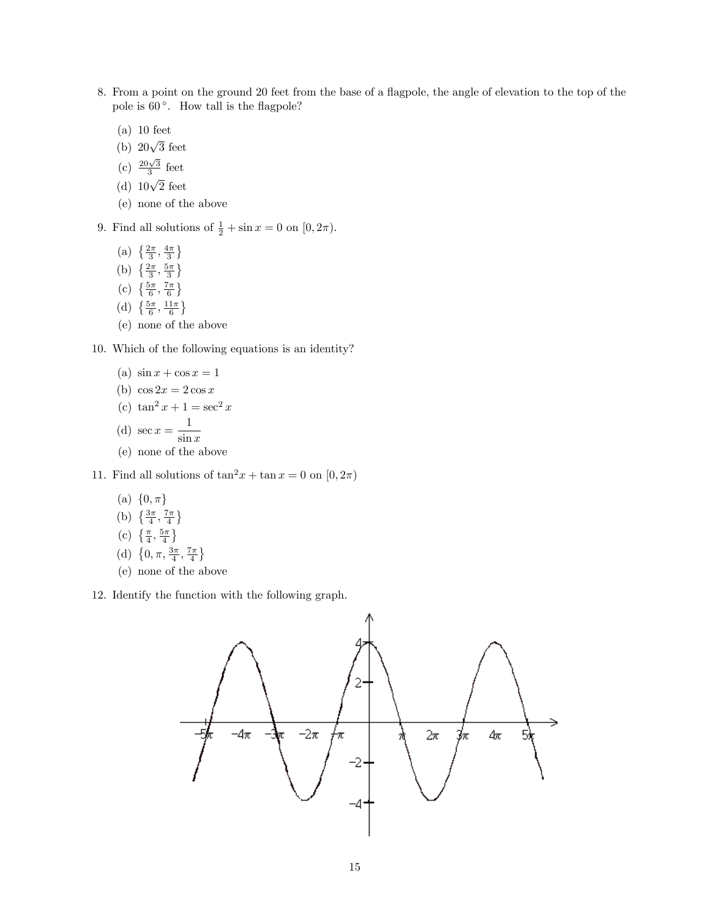8. From a point on the ground 20 feet from the base of a flagpole, the angle of elevation to the top of the pole is $60°$. How tall is the flagpole?

   (a) 10 feet
   (b) $20\sqrt{3}$ feet
   (c) $\frac{20\sqrt{3}}{3}$ feet
   (d) $10\sqrt{2}$ feet
   (e) none of the above

9. Find all solutions of $\frac{1}{2} + \sin x = 0$ on $[0, 2\pi)$.

   (a) $\left\{\frac{2\pi}{3}, \frac{4\pi}{3}\right\}$
   (b) $\left\{\frac{2\pi}{3}, \frac{5\pi}{3}\right\}$
   (c) $\left\{\frac{5\pi}{6}, \frac{7\pi}{6}\right\}$
   (d) $\left\{\frac{5\pi}{6}, \frac{11\pi}{6}\right\}$
   (e) none of the above

10. Which of the following equations is an identity?

    (a) $\sin x + \cos x = 1$
    (b) $\cos 2x = 2\cos x$
    (c) $\tan^2 x + 1 = \sec^2 x$
    (d) $\sec x = \dfrac{1}{\sin x}$
    (e) none of the above

11. Find all solutions of $\tan^2 x + \tan x = 0$ on $[0, 2\pi)$

    (a) $\{0, \pi\}$
    (b) $\left\{\frac{3\pi}{4}, \frac{7\pi}{4}\right\}$
    (c) $\left\{\frac{\pi}{4}, \frac{5\pi}{4}\right\}$
    (d) $\left\{0, \pi, \frac{3\pi}{4}, \frac{7\pi}{4}\right\}$
    (e) none of the above

12. Identify the function with the following graph.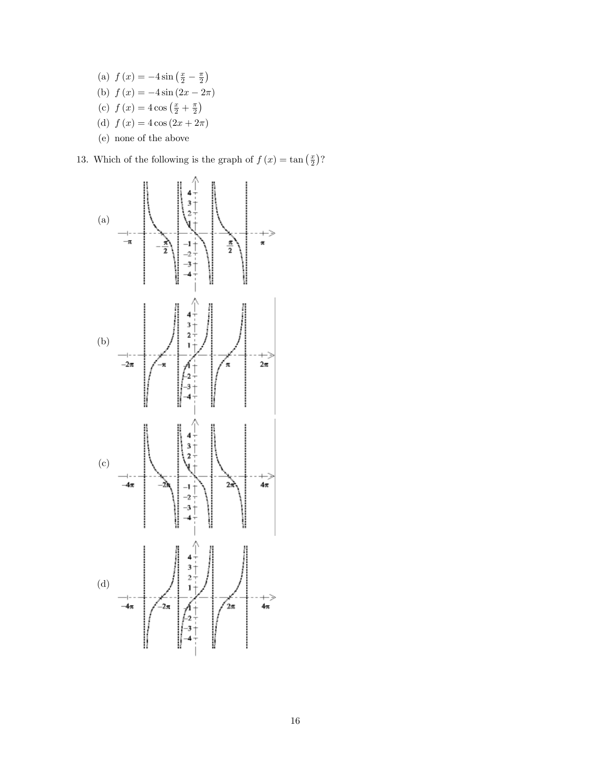(a) $f(x) = -4\sin\left(\frac{x}{2} - \frac{\pi}{2}\right)$

(b) $f(x) = -4\sin(2x - 2\pi)$

(c) $f(x) = 4\cos\left(\frac{x}{2} + \frac{\pi}{2}\right)$

(d) $f(x) = 4\cos(2x + 2\pi)$

(e) none of the above

13. Which of the following is the graph of $f(x) = \tan\left(\frac{x}{2}\right)$?

(a)

(b)

(c)

(d)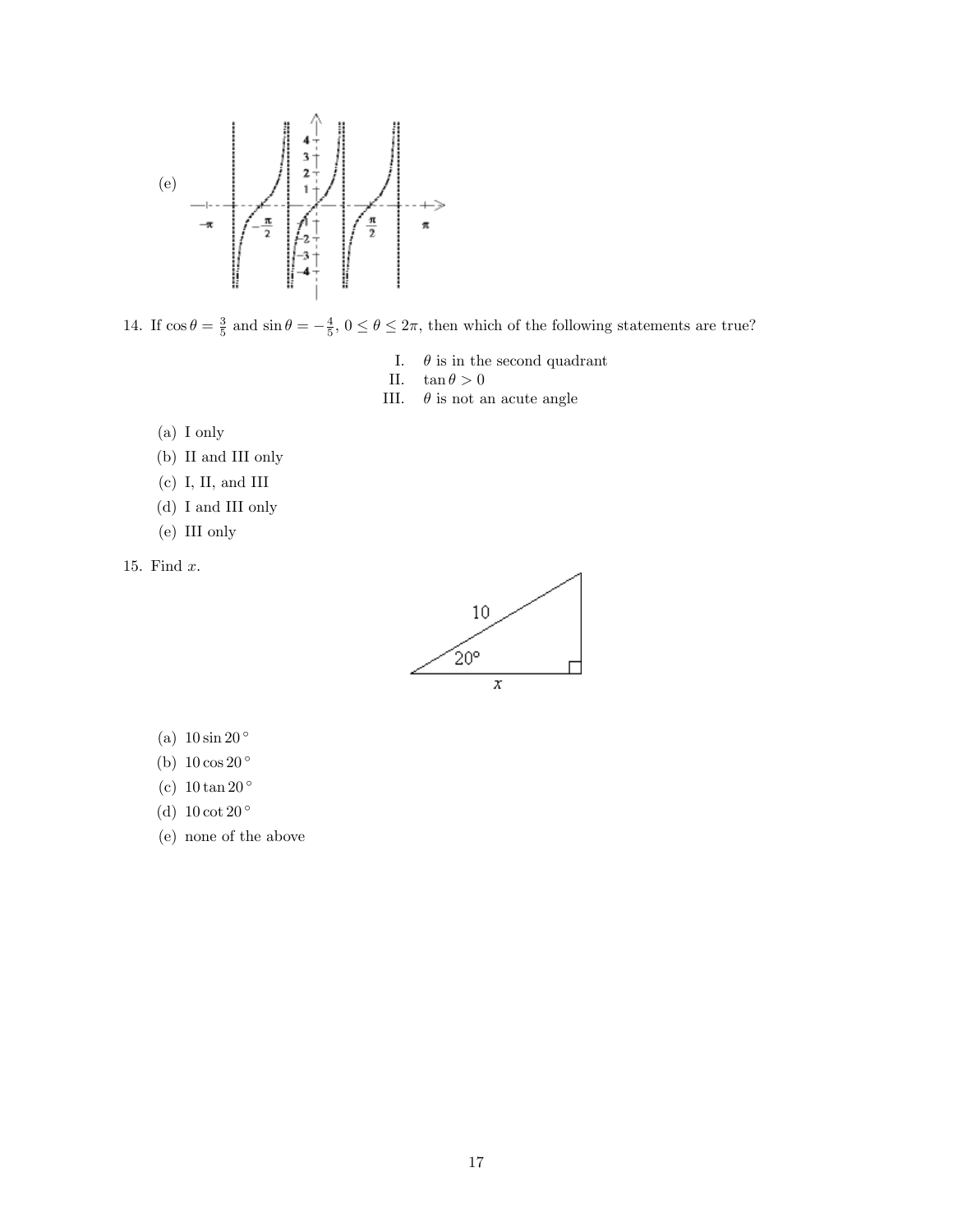(e)

$-\pi$ $-\frac{\pi}{2}$ $\frac{\pi}{2}$ $\pi$

4 3 2 1 -2 -3 -4

14. If $\cos\theta = \frac{3}{5}$ and $\sin\theta = -\frac{4}{5}$, $0 \leq \theta \leq 2\pi$, then which of the following statements are true?

I. $\theta$ is in the second quadrant
II. $\tan\theta > 0$
III. $\theta$ is not an acute angle

(a) I only
(b) II and III only
(c) I, II, and III
(d) I and III only
(e) III only

15. Find $x$.

10

20°

$x$

(a) $10\sin 20^\circ$
(b) $10\cos 20^\circ$
(c) $10\tan 20^\circ$
(d) $10\cot 20^\circ$
(e) none of the above